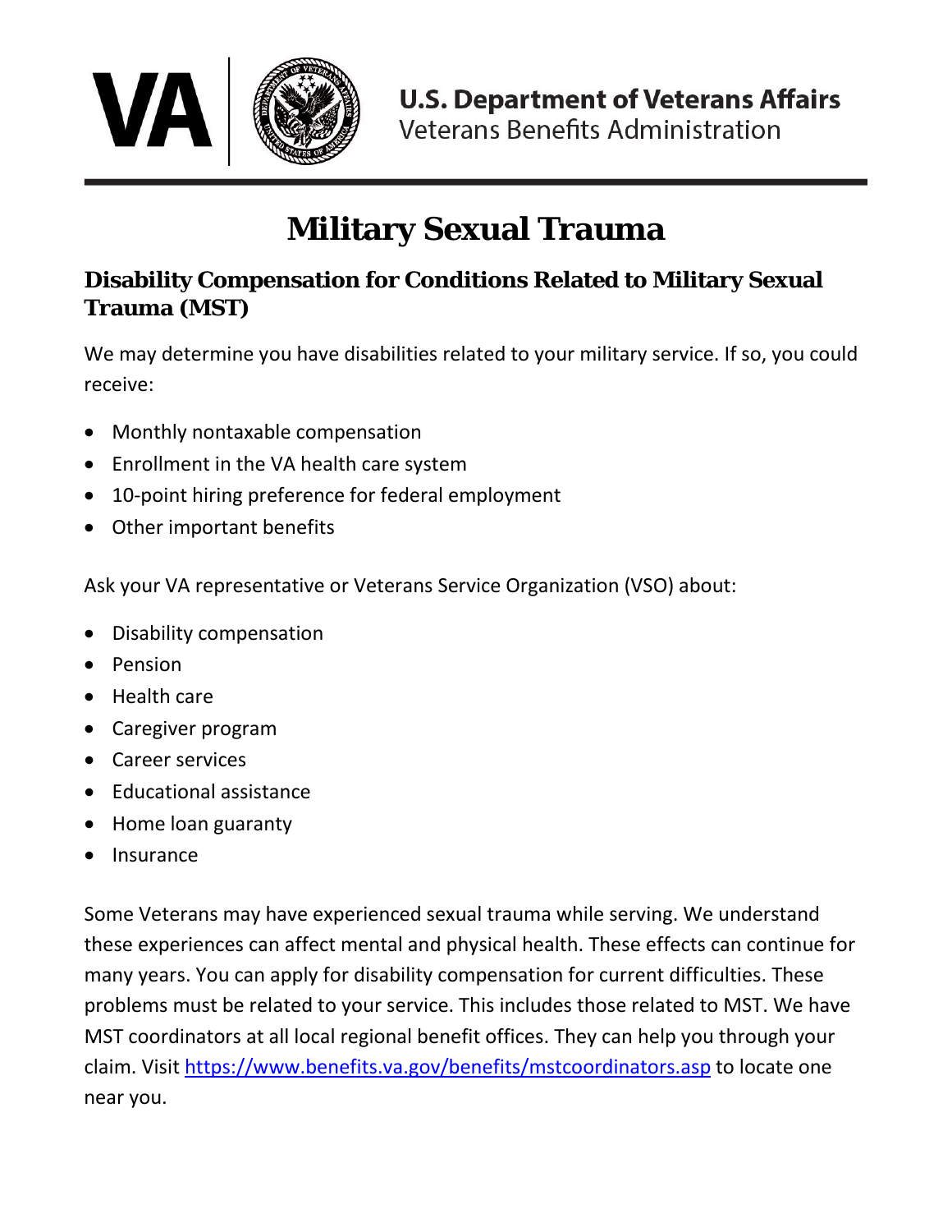U.S. Department of Veterans Affairs
Veterans Benefits Administration

# Military Sexual Trauma

## Disability Compensation for Conditions Related to Military Sexual Trauma (MST)

We may determine you have disabilities related to your military service. If so, you could receive:

- Monthly nontaxable compensation
- Enrollment in the VA health care system
- 10-point hiring preference for federal employment
- Other important benefits

Ask your VA representative or Veterans Service Organization (VSO) about:

- Disability compensation
- Pension
- Health care
- Caregiver program
- Career services
- Educational assistance
- Home loan guaranty
- Insurance

Some Veterans may have experienced sexual trauma while serving. We understand these experiences can affect mental and physical health. These effects can continue for many years. You can apply for disability compensation for current difficulties. These problems must be related to your service. This includes those related to MST. We have MST coordinators at all local regional benefit offices. They can help you through your claim. Visit [https://www.benefits.va.gov/benefits/mstcoordinators.asp](https://www.benefits.va.gov/benefits/mstcoordinators.asp) to locate one near you.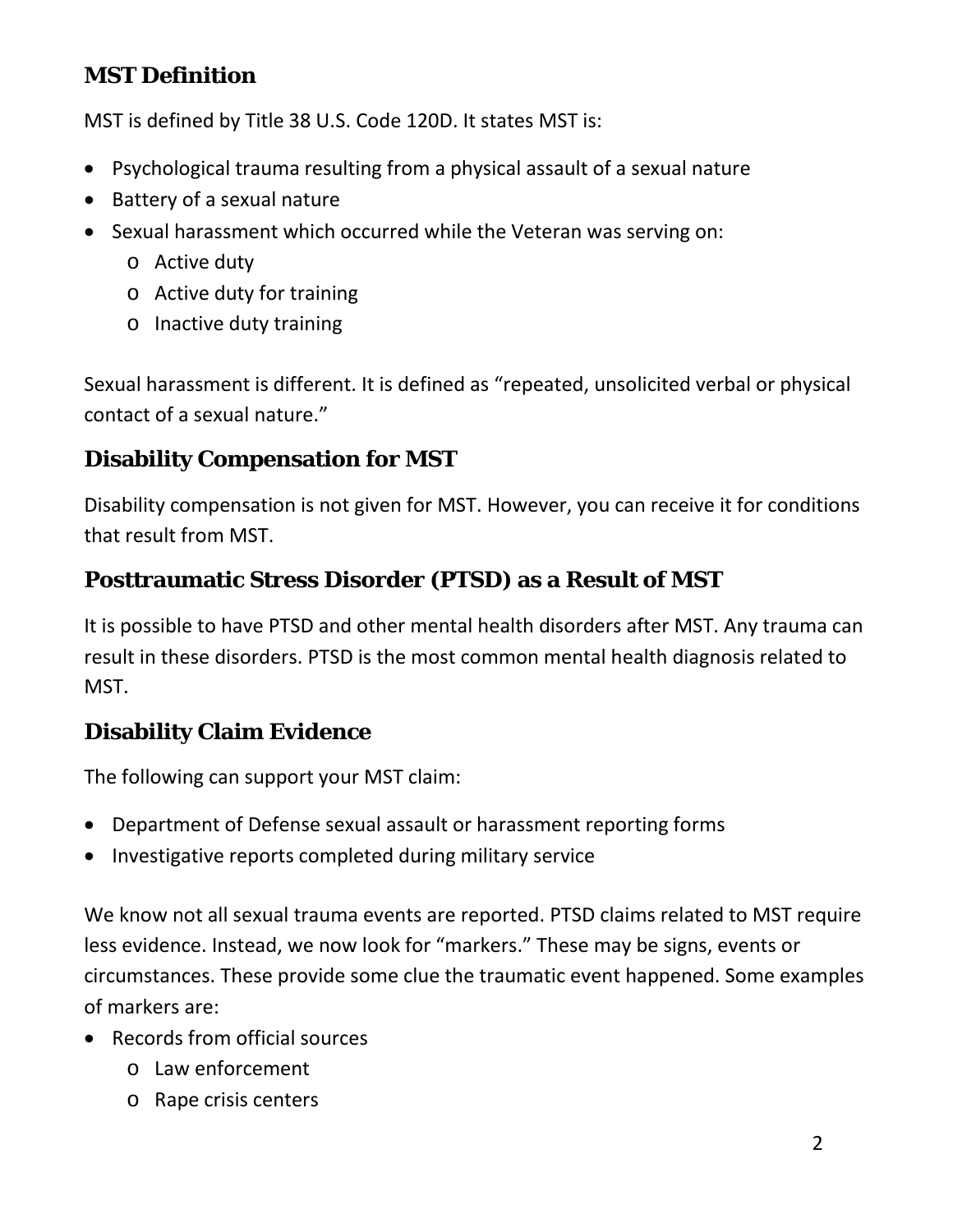## MST Definition

MST is defined by Title 38 U.S. Code 120D. It states MST is:

- Psychological trauma resulting from a physical assault of a sexual nature
- Battery of a sexual nature
- Sexual harassment which occurred while the Veteran was serving on:
  - Active duty
  - Active duty for training
  - Inactive duty training

Sexual harassment is different. It is defined as "repeated, unsolicited verbal or physical contact of a sexual nature."

## Disability Compensation for MST

Disability compensation is not given for MST. However, you can receive it for conditions that result from MST.

## Posttraumatic Stress Disorder (PTSD) as a Result of MST

It is possible to have PTSD and other mental health disorders after MST. Any trauma can result in these disorders. PTSD is the most common mental health diagnosis related to MST.

## Disability Claim Evidence

The following can support your MST claim:

- Department of Defense sexual assault or harassment reporting forms
- Investigative reports completed during military service

We know not all sexual trauma events are reported. PTSD claims related to MST require less evidence. Instead, we now look for "markers." These may be signs, events or circumstances. These provide some clue the traumatic event happened. Some examples of markers are:

- Records from official sources
  - Law enforcement
  - Rape crisis centers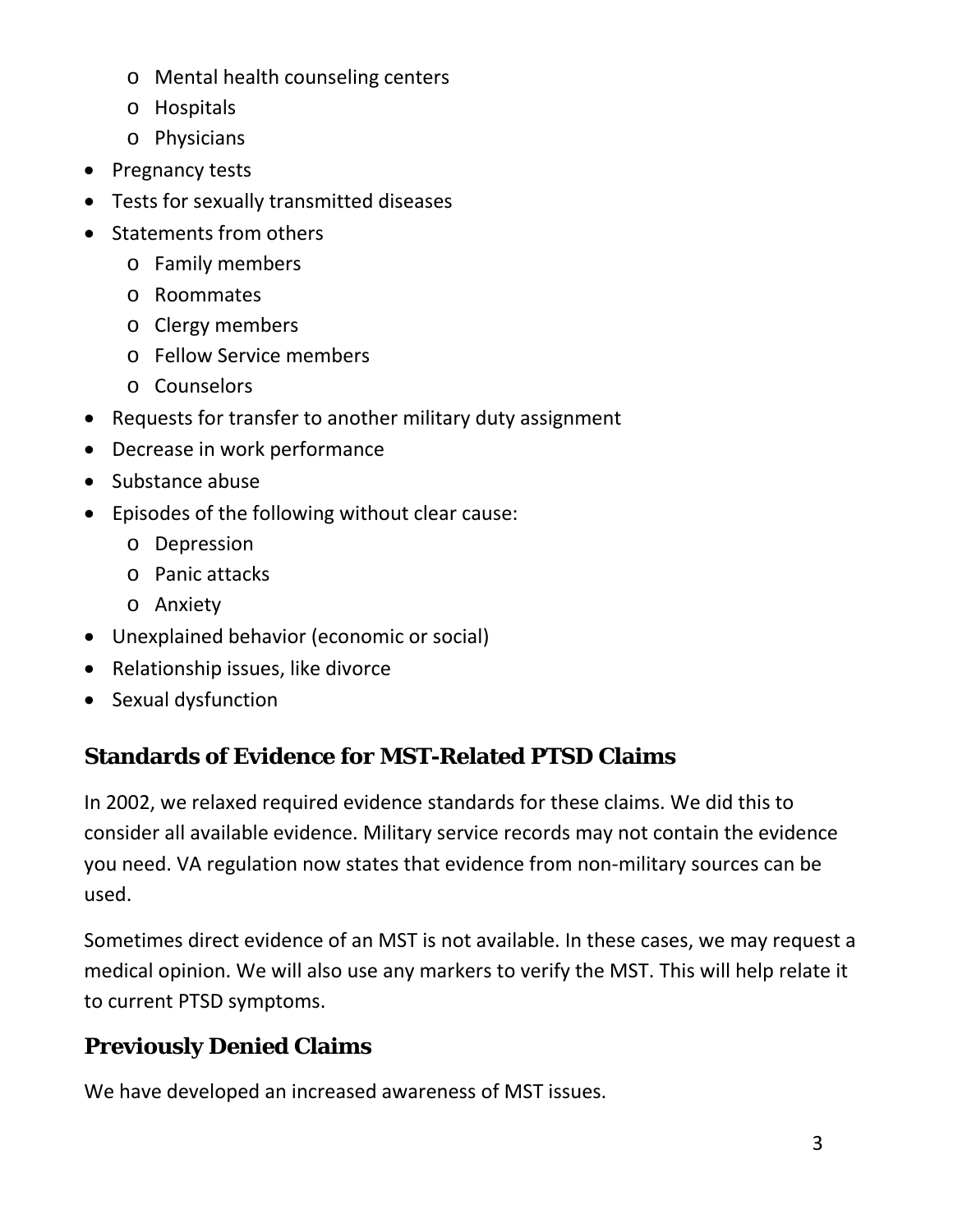- Mental health counseling centers
  - Hospitals
  - Physicians
- Pregnancy tests
- Tests for sexually transmitted diseases
- Statements from others
  - Family members
  - Roommates
  - Clergy members
  - Fellow Service members
  - Counselors
- Requests for transfer to another military duty assignment
- Decrease in work performance
- Substance abuse
- Episodes of the following without clear cause:
  - Depression
  - Panic attacks
  - Anxiety
- Unexplained behavior (economic or social)
- Relationship issues, like divorce
- Sexual dysfunction

## Standards of Evidence for MST-Related PTSD Claims

In 2002, we relaxed required evidence standards for these claims. We did this to consider all available evidence. Military service records may not contain the evidence you need. VA regulation now states that evidence from non-military sources can be used.

Sometimes direct evidence of an MST is not available. In these cases, we may request a medical opinion. We will also use any markers to verify the MST. This will help relate it to current PTSD symptoms.

## Previously Denied Claims

We have developed an increased awareness of MST issues.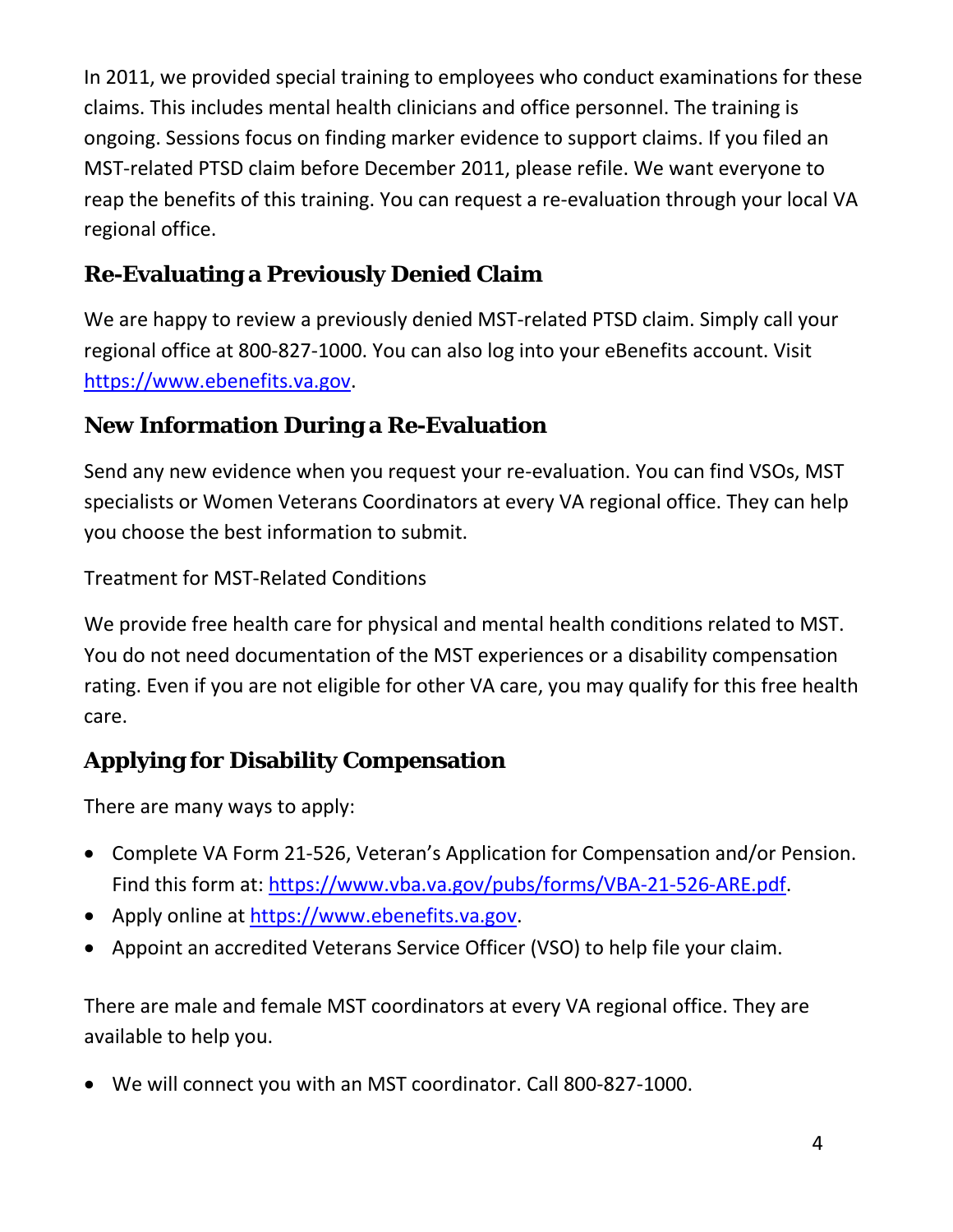In 2011, we provided special training to employees who conduct examinations for these claims. This includes mental health clinicians and office personnel. The training is ongoing. Sessions focus on finding marker evidence to support claims. If you filed an MST-related PTSD claim before December 2011, please refile. We want everyone to reap the benefits of this training. You can request a re-evaluation through your local VA regional office.

## Re-Evaluating a Previously Denied Claim

We are happy to review a previously denied MST-related PTSD claim. Simply call your regional office at 800-827-1000. You can also log into your eBenefits account. Visit [https://www.ebenefits.va.gov](https://www.ebenefits.va.gov).

## New Information During a Re-Evaluation

Send any new evidence when you request your re-evaluation. You can find VSOs, MST specialists or Women Veterans Coordinators at every VA regional office. They can help you choose the best information to submit.

Treatment for MST-Related Conditions

We provide free health care for physical and mental health conditions related to MST. You do not need documentation of the MST experiences or a disability compensation rating. Even if you are not eligible for other VA care, you may qualify for this free health care.

## Applying for Disability Compensation

There are many ways to apply:

- Complete VA Form 21-526, Veteran's Application for Compensation and/or Pension. Find this form at: [https://www.vba.va.gov/pubs/forms/VBA-21-526-ARE.pdf](https://www.vba.va.gov/pubs/forms/VBA-21-526-ARE.pdf).
- Apply online at [https://www.ebenefits.va.gov](https://www.ebenefits.va.gov).
- Appoint an accredited Veterans Service Officer (VSO) to help file your claim.

There are male and female MST coordinators at every VA regional office. They are available to help you.

- We will connect you with an MST coordinator. Call 800-827-1000.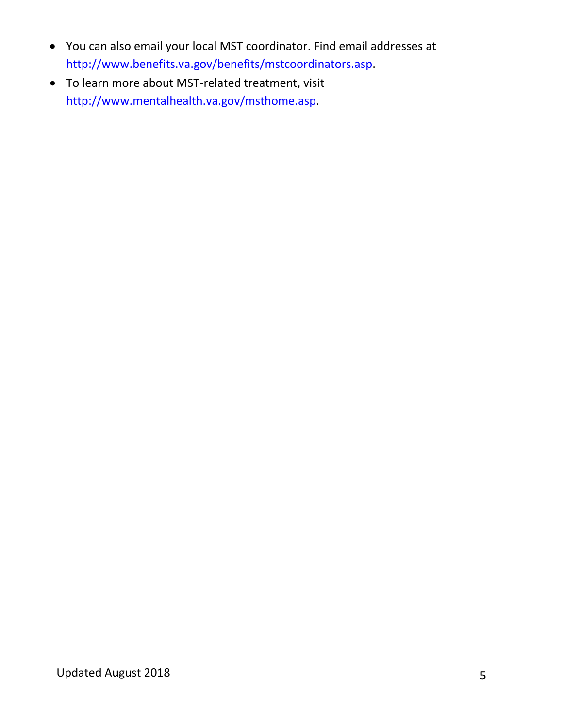- You can also email your local MST coordinator. Find email addresses at http://www.benefits.va.gov/benefits/mstcoordinators.asp.
- To learn more about MST-related treatment, visit http://www.mentalhealth.va.gov/msthome.asp.

Updated August 2018